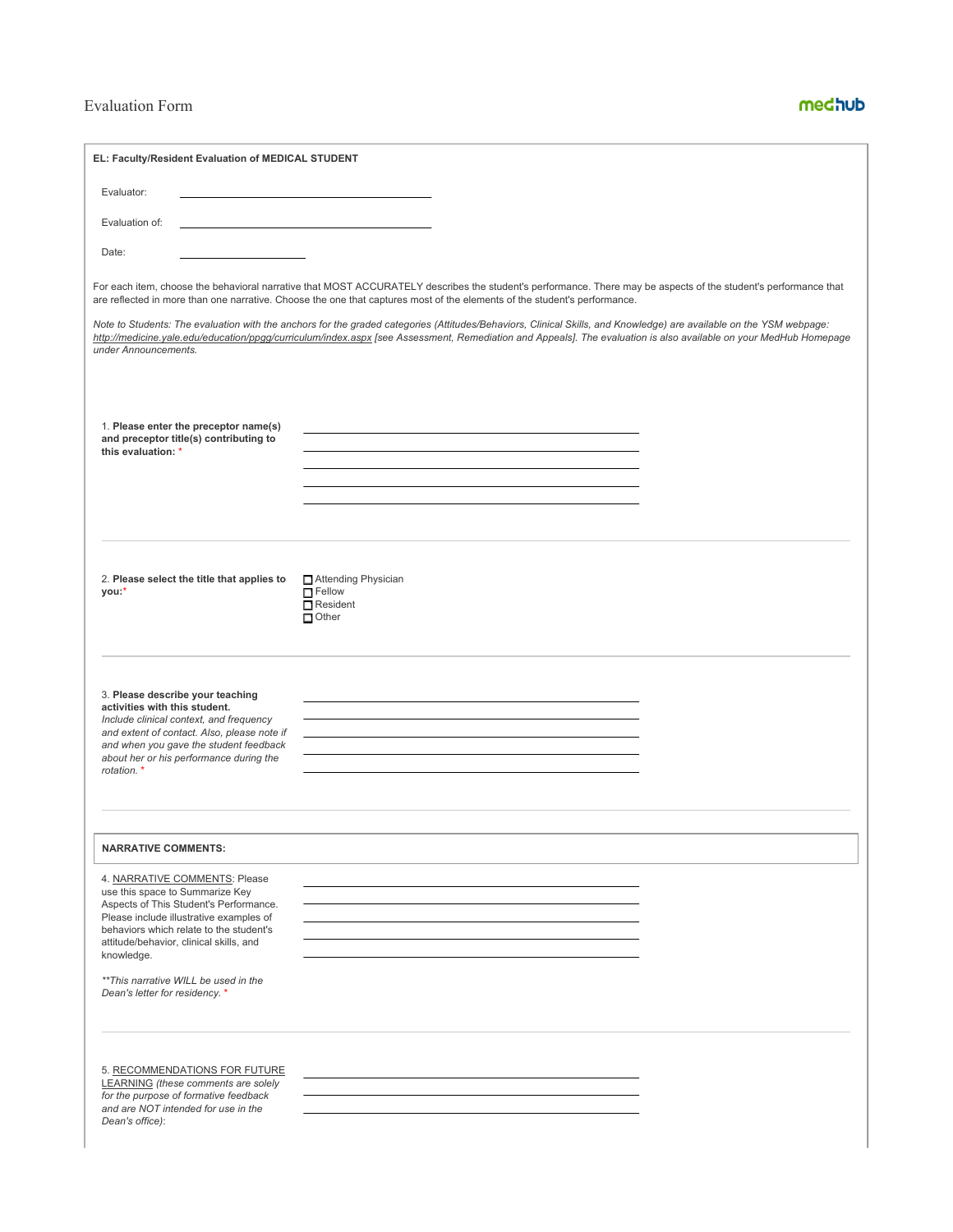# Evaluation Form

**EL: Faculty/Resident Evaluation of MEDICAL STUDENT**

Evaluator: ______________________

Evaluation of: ______________________

Date: ______________

For each item, choose the behavioral narrative that MOST ACCURATELY describes the student's performance. There may be aspects of the student's performance that are reflected in more than one narrative. Choose the one that captures most of the elements of the student's performance.

*Note to Students: The evaluation with the anchors for the graded categories (Attitudes/Behaviors, Clinical Skills, and Knowledge) are available on the YSM webpage: http://medicine.yale.edu/education/ppgg/curriculum/index.aspx [see Assessment, Remediation and Appeals]. The evaluation is also available on your MedHub Homepage under Announcements.*

1. **Please enter the preceptor name(s) and preceptor title(s) contributing to this evaluation:** *

______________________

---

2. **Please select the title that applies to you:** *

- [ ] Attending Physician
- [ ] Fellow
- [ ] Resident
- [ ] Other

---

3. **Please describe your teaching activities with this student.** *Include clinical context, and frequency and extent of contact. Also, please note if and when you gave the student feedback about her or his performance during the rotation.* *

______________________

---

**NARRATIVE COMMENTS:**

4. NARRATIVE COMMENTS: Please use this space to Summarize Key Aspects of This Student's Performance. Please include illustrative examples of behaviors which relate to the student's attitude/behavior, clinical skills, and knowledge.

*\*\*This narrative WILL be used in the Dean's letter for residency.* *

______________________

---

5. RECOMMENDATIONS FOR FUTURE LEARNING *(these comments are solely for the purpose of formative feedback and are NOT intended for use in the Dean's office)*:

______________________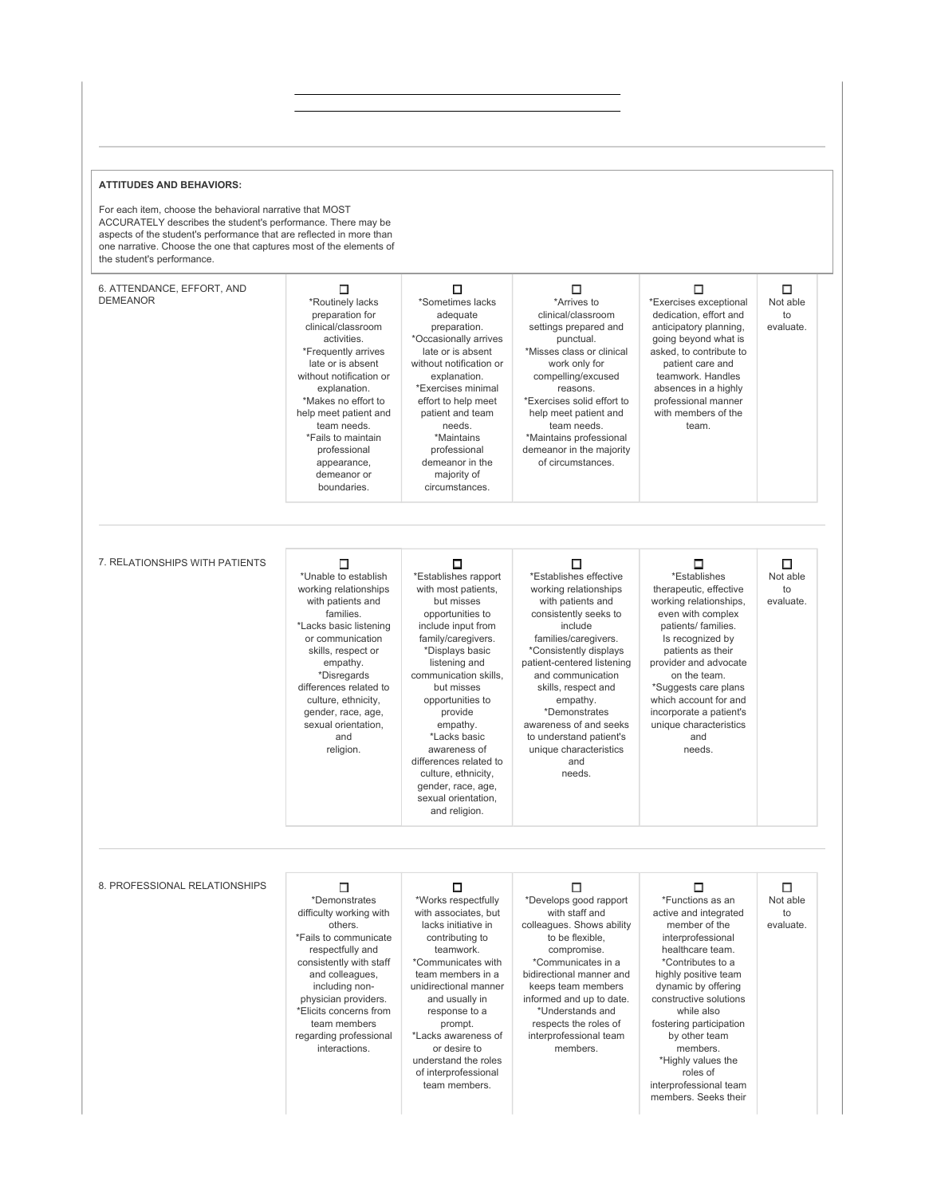**ATTITUDES AND BEHAVIORS:**

For each item, choose the behavioral narrative that MOST ACCURATELY describes the student's performance. There may be aspects of the student's performance that are reflected in more than one narrative. Choose the one that captures most of the elements of the student's performance.

| Item | | | | | |
|---|---|---|---|---|---|
| 6. ATTENDANCE, EFFORT, AND DEMEANOR | ☐ *Routinely lacks preparation for clinical/classroom activities. *Frequently arrives late or is absent without notification or explanation. *Makes no effort to help meet patient and team needs. *Fails to maintain professional appearance, demeanor or boundaries. | ☐ *Sometimes lacks adequate preparation. *Occasionally arrives late or is absent without notification or explanation. *Exercises minimal effort to help meet patient and team needs. *Maintains professional demeanor in the majority of circumstances. | ☐ *Arrives to clinical/classroom settings prepared and punctual. *Misses class or clinical work only for compelling/excused reasons. *Exercises solid effort to help meet patient and team needs. *Maintains professional demeanor in the majority of circumstances. | ☐ *Exercises exceptional dedication, effort and anticipatory planning, going beyond what is asked, to contribute to patient care and teamwork. Handles absences in a highly professional manner with members of the team. | ☐ Not able to evaluate. |
| 7. RELATIONSHIPS WITH PATIENTS | ☐ *Unable to establish working relationships with patients and families. *Lacks basic listening or communication skills, respect or empathy. *Disregards differences related to culture, ethnicity, gender, race, age, sexual orientation, and religion. | ☐ *Establishes rapport with most patients, but misses opportunities to include input from family/caregivers. *Displays basic listening and communication skills, but misses opportunities to provide empathy. *Lacks basic awareness of differences related to culture, ethnicity, gender, race, age, sexual orientation, and religion. | ☐ *Establishes effective working relationships with patients and consistently seeks to include families/caregivers. *Consistently displays patient-centered listening and communication skills, respect and empathy. *Demonstrates awareness of and seeks to understand patient's unique characteristics and needs. | ☐ *Establishes therapeutic, effective working relationships, even with complex patients/ families. Is recognized by patients as their provider and advocate on the team. *Suggests care plans which account for and incorporate a patient's unique characteristics and needs. | ☐ Not able to evaluate. |
| 8. PROFESSIONAL RELATIONSHIPS | ☐ *Demonstrates difficulty working with others. *Fails to communicate respectfully and consistently with staff and colleagues, including non-physician providers. *Elicits concerns from team members regarding professional interactions. | ☐ *Works respectfully with associates, but lacks initiative in contributing to teamwork. *Communicates with team members in a unidirectional manner and usually in response to a prompt. *Lacks awareness of or desire to understand the roles of interprofessional team members. | ☐ *Develops good rapport with staff and colleagues. Shows ability to be flexible, compromise. *Communicates in a bidirectional manner and keeps team members informed and up to date. *Understands and respects the roles of interprofessional team members. | ☐ *Functions as an active and integrated member of the interprofessional healthcare team. *Contributes to a highly positive team dynamic by offering constructive solutions while also fostering participation by other team members. *Highly values the roles of interprofessional team members. Seeks their | ☐ Not able to evaluate. |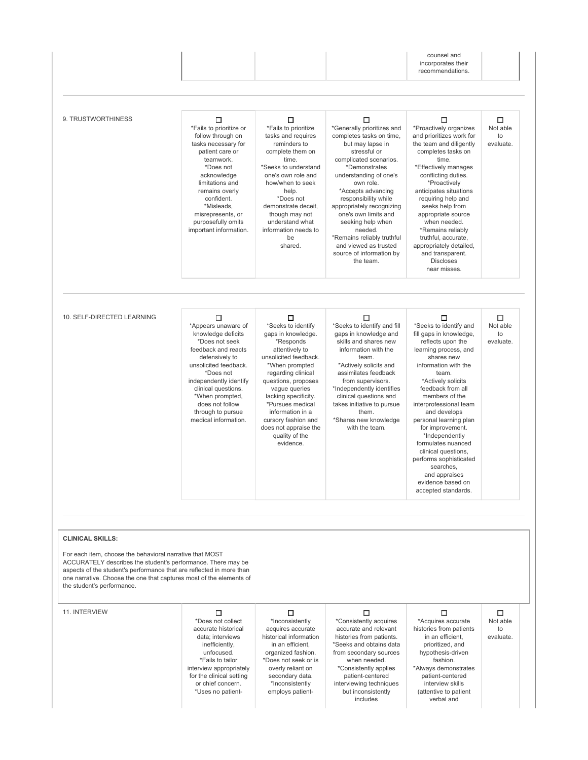| | | | | |
|---|---|---|---|---|
| | | | counsel and incorporates their recommendations. | |

| 9. TRUSTWORTHINESS | | | | | |
|---|---|---|---|---|---|
| | ☐ *Fails to prioritize or follow through on tasks necessary for patient care or teamwork. *Does not acknowledge limitations and remains overly confident. *Misleads, misrepresents, or purposefully omits important information. | ☐ *Fails to prioritize tasks and requires reminders to complete them on time. *Seeks to understand one's own role and how/when to seek help. *Does not demonstrate deceit, though may not understand what information needs to be shared. | ☐ *Generally prioritizes and completes tasks on time, but may lapse in stressful or complicated scenarios. *Demonstrates understanding of one's own role. *Accepts advancing responsibility while appropriately recognizing one's own limits and seeking help when needed. *Remains reliably truthful and viewed as trusted source of information by the team. | ☐ *Proactively organizes and prioritizes work for the team and diligently completes tasks on time. *Effectively manages conflicting duties. *Proactively anticipates situations requiring help and seeks help from appropriate source when needed. *Remains reliably truthful, accurate, appropriately detailed, and transparent. Discloses near misses. | ☐ Not able to evaluate. |

| 10. SELF-DIRECTED LEARNING | | | | | |
|---|---|---|---|---|---|
| | ☐ *Appears unaware of knowledge deficits *Does not seek feedback and reacts defensively to unsolicited feedback. *Does not independently identify clinical questions. *When prompted, does not follow through to pursue medical information. | ☐ *Seeks to identify gaps in knowledge. *Responds attentively to unsolicited feedback. *When prompted regarding clinical questions, proposes vague queries lacking specificity. *Pursues medical information in a cursory fashion and does not appraise the quality of the evidence. | ☐ *Seeks to identify and fill gaps in knowledge and skills and shares new information with the team. *Actively solicits and assimilates feedback from supervisors. *Independently identifies clinical questions and takes initiative to pursue them. *Shares new knowledge with the team. | ☐ *Seeks to identify and fill gaps in knowledge, reflects upon the learning process, and shares new information with the team. *Actively solicits feedback from all members of the interprofessional team and develops personal learning plan for improvement. *Independently formulates nuanced clinical questions, performs sophisticated searches, and appraises evidence based on accepted standards. | ☐ Not able to evaluate. |

**CLINICAL SKILLS:**

For each item, choose the behavioral narrative that MOST ACCURATELY describes the student's performance. There may be aspects of the student's performance that are reflected in more than one narrative. Choose the one that captures most of the elements of the student's performance.

| 11. INTERVIEW | | | | | |
|---|---|---|---|---|---|
| | ☐ *Does not collect accurate historical data; interviews inefficiently, unfocused. *Fails to tailor interview appropriately for the clinical setting or chief concern. *Uses no patient- | ☐ *Inconsistently acquires accurate historical information in an efficient, organized fashion. *Does not seek or is overly reliant on secondary data. *Inconsistently employs patient- | ☐ *Consistently acquires accurate and relevant histories from patients. *Seeks and obtains data from secondary sources when needed. *Consistently applies patient-centered interviewing techniques but inconsistently includes | ☐ *Acquires accurate histories from patients in an efficient, prioritized, and hypothesis-driven fashion. *Always demonstrates patient-centered interview skills (attentive to patient verbal and | ☐ Not able to evaluate. |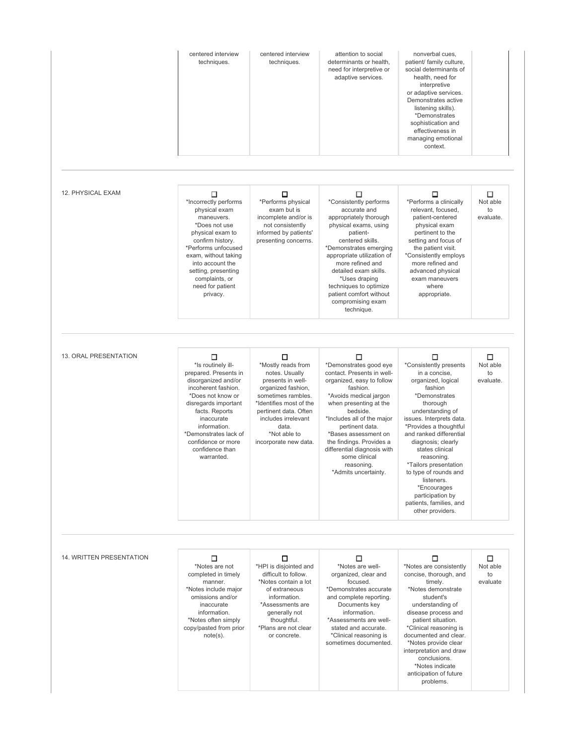| | | | | | |
|---|---|---|---|---|---|
| | centered interview techniques. | centered interview techniques. | attention to social determinants or health, need for interpretive or adaptive services. | nonverbal cues, patient/ family culture, social determinants of health, need for interpretive or adaptive services. Demonstrates active listening skills). *Demonstrates sophistication and effectiveness in managing emotional context. | |

| 12. PHYSICAL EXAM | ☐ | ☐ | ☐ | ☐ | ☐ |
|---|---|---|---|---|---|
| | *Incorrectly performs physical exam maneuvers. *Does not use physical exam to confirm history. *Performs unfocused exam, without taking into account the setting, presenting complaints, or need for patient privacy. | *Performs physical exam but is incomplete and/or is not consistently informed by patients' presenting concerns. | *Consistently performs accurate and appropriately thorough physical exams, using patient-centered skills. *Demonstrates emerging appropriate utilization of more refined and detailed exam skills. *Uses draping techniques to optimize patient comfort without compromising exam technique. | *Performs a clinically relevant, focused, patient-centered physical exam pertinent to the setting and focus of the patient visit. *Consistently employs more refined and advanced physical exam maneuvers where appropriate. | Not able to evaluate. |

| 13. ORAL PRESENTATION | ☐ | ☐ | ☐ | ☐ | ☐ |
|---|---|---|---|---|---|
| | *Is routinely ill-prepared. Presents in disorganized and/or incoherent fashion. *Does not know or disregards important facts. Reports inaccurate information. *Demonstrates lack of confidence or more confidence than warranted. | *Mostly reads from notes. Usually presents in well-organized fashion, sometimes rambles. *Identifies most of the pertinent data. Often includes irrelevant data. *Not able to incorporate new data. | *Demonstrates good eye contact. Presents in well-organized, easy to follow fashion. *Avoids medical jargon when presenting at the bedside. *Includes all of the major pertinent data. *Bases assessment on the findings. Provides a differential diagnosis with some clinical reasoning. *Admits uncertainty. | *Consistently presents in a concise, organized, logical fashion *Demonstrates thorough understanding of issues. Interprets data. *Provides a thoughtful and ranked differential diagnosis; clearly states clinical reasoning. *Tailors presentation to type of rounds and listeners. *Encourages participation by patients, families, and other providers. | Not able to evaluate. |

| 14. WRITTEN PRESENTATION | ☐ | ☐ | ☐ | ☐ | ☐ |
|---|---|---|---|---|---|
| | *Notes are not completed in timely manner. *Notes include major omissions and/or inaccurate information. *Notes often simply copy/pasted from prior note(s). | *HPI is disjointed and difficult to follow. *Notes contain a lot of extraneous information. *Assessments are generally not thoughtful. *Plans are not clear or concrete. | *Notes are well-organized, clear and focused. *Demonstrates accurate and complete reporting. Documents key information. *Assessments are well-stated and accurate. *Clinical reasoning is sometimes documented. | *Notes are consistently concise, thorough, and timely. *Notes demonstrate student's understanding of disease process and patient situation. *Clinical reasoning is documented and clear. *Notes provide clear interpretation and draw conclusions. *Notes indicate anticipation of future problems. | Not able to evaluate |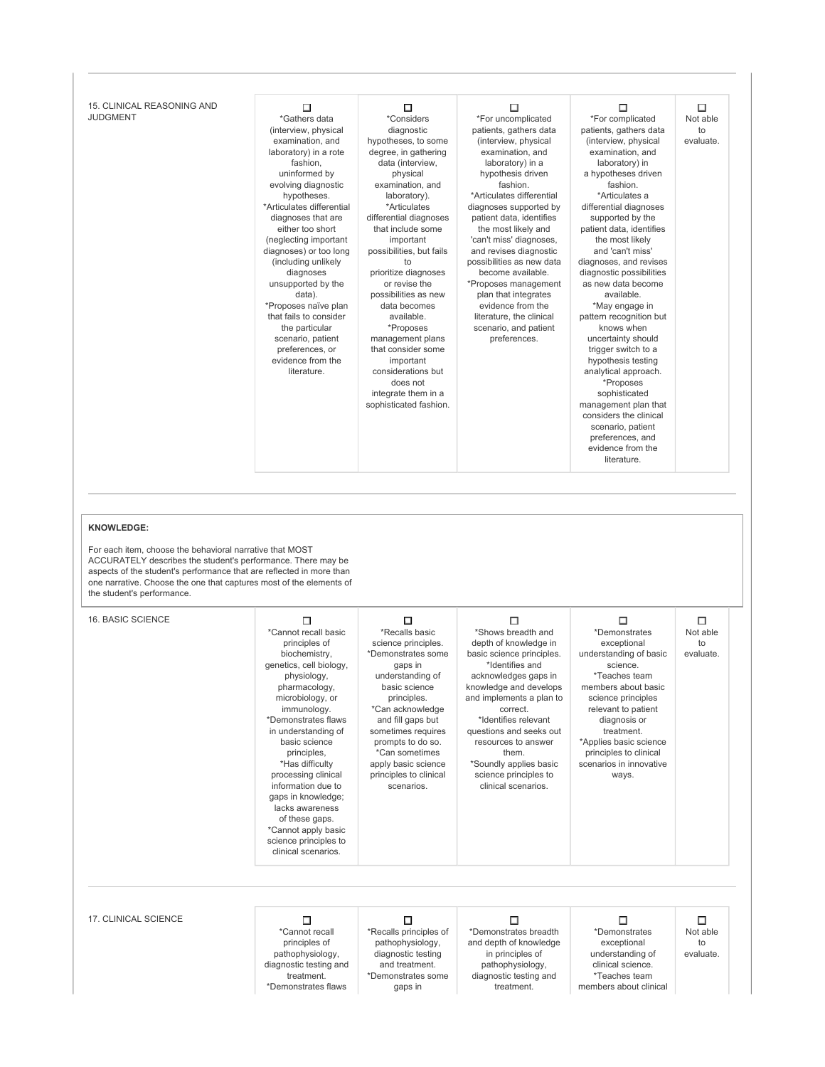| 15. CLINICAL REASONING AND JUDGMENT | ☐ *Gathers data (interview, physical examination, and laboratory) in a rote fashion, uninformed by evolving diagnostic hypotheses. *Articulates differential diagnoses that are either too short (neglecting important diagnoses) or too long (including unlikely diagnoses unsupported by the data). *Proposes naïve plan that fails to consider the particular scenario, patient preferences, or evidence from the literature. | ☐ *Considers diagnostic hypotheses, to some degree, in gathering data (interview, physical examination, and laboratory). *Articulates differential diagnoses that include some important possibilities, but fails to prioritize diagnoses or revise the possibilities as new data becomes available. *Proposes management plans that consider some important considerations but does not integrate them in a sophisticated fashion. | ☐ *For uncomplicated patients, gathers data (interview, physical examination, and laboratory) in a hypothesis driven fashion. *Articulates differential diagnoses supported by patient data, identifies the most likely and 'can't miss' diagnoses, and revises diagnostic possibilities as new data become available. *Proposes management plan that integrates evidence from the literature, the clinical scenario, and patient preferences. | ☐ *For complicated patients, gathers data (interview, physical examination, and laboratory) in a hypotheses driven fashion. *Articulates a differential diagnoses supported by the patient data, identifies the most likely and 'can't miss' diagnoses, and revises diagnostic possibilities as new data become available. *May engage in pattern recognition but knows when uncertainty should trigger switch to a hypothesis testing analytical approach. *Proposes sophisticated management plan that considers the clinical scenario, patient preferences, and evidence from the literature. | ☐ Not able to evaluate. |
|---|---|---|---|---|---|

**KNOWLEDGE:**

For each item, choose the behavioral narrative that MOST ACCURATELY describes the student's performance. There may be aspects of the student's performance that are reflected in more than one narrative. Choose the one that captures most of the elements of the student's performance.

| 16. BASIC SCIENCE | ☐ *Cannot recall basic principles of biochemistry, genetics, cell biology, physiology, pharmacology, microbiology, or immunology. *Demonstrates flaws in understanding of basic science principles, *Has difficulty processing clinical information due to gaps in knowledge; lacks awareness of these gaps. *Cannot apply basic science principles to clinical scenarios. | ☐ *Recalls basic science principles. *Demonstrates some gaps in understanding of basic science principles. *Can acknowledge and fill gaps but sometimes requires prompts to do so. *Can sometimes apply basic science principles to clinical scenarios. | ☐ *Shows breadth and depth of knowledge in basic science principles. *Identifies and acknowledges gaps in knowledge and develops and implements a plan to correct. *Identifies relevant questions and seeks out resources to answer them. *Soundly applies basic science principles to clinical scenarios. | ☐ *Demonstrates exceptional understanding of basic science. *Teaches team members about basic science principles relevant to patient diagnosis or treatment. *Applies basic science principles to clinical scenarios in innovative ways. | ☐ Not able to evaluate. |
|---|---|---|---|---|---|

| 17. CLINICAL SCIENCE | ☐ *Cannot recall principles of pathophysiology, diagnostic testing and treatment. *Demonstrates flaws | ☐ *Recalls principles of pathophysiology, diagnostic testing and treatment. *Demonstrates some gaps in | ☐ *Demonstrates breadth and depth of knowledge in principles of pathophysiology, diagnostic testing and treatment. | ☐ *Demonstrates exceptional understanding of clinical science. *Teaches team members about clinical | ☐ Not able to evaluate. |
|---|---|---|---|---|---|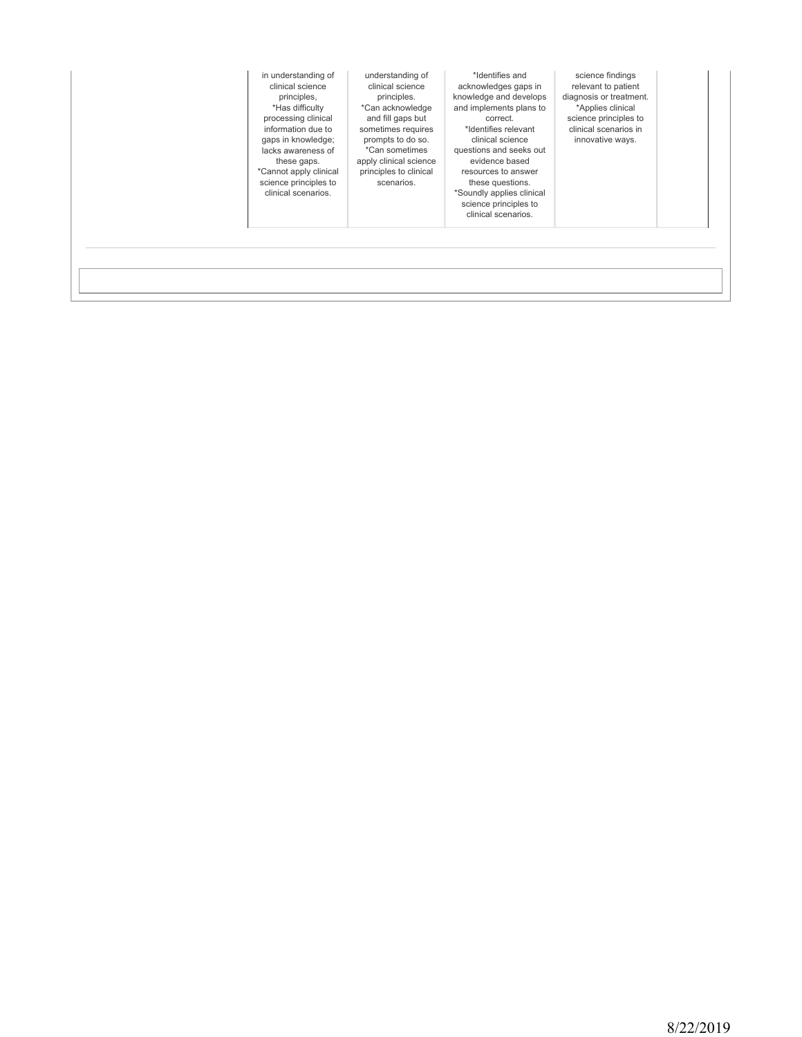| | | | | | |
|---|---|---|---|---|---|
| | in understanding of clinical science principles, *Has difficulty processing clinical information due to gaps in knowledge; lacks awareness of these gaps. *Cannot apply clinical science principles to clinical scenarios. | understanding of clinical science principles. *Can acknowledge and fill gaps but sometimes requires prompts to do so. *Can sometimes apply clinical science principles to clinical scenarios. | *Identifies and acknowledges gaps in knowledge and develops and implements plans to correct. *Identifies relevant clinical science questions and seeks out evidence based resources to answer these questions. *Soundly applies clinical science principles to clinical scenarios. | science findings relevant to patient diagnosis or treatment. *Applies clinical science principles to clinical scenarios in innovative ways. | |